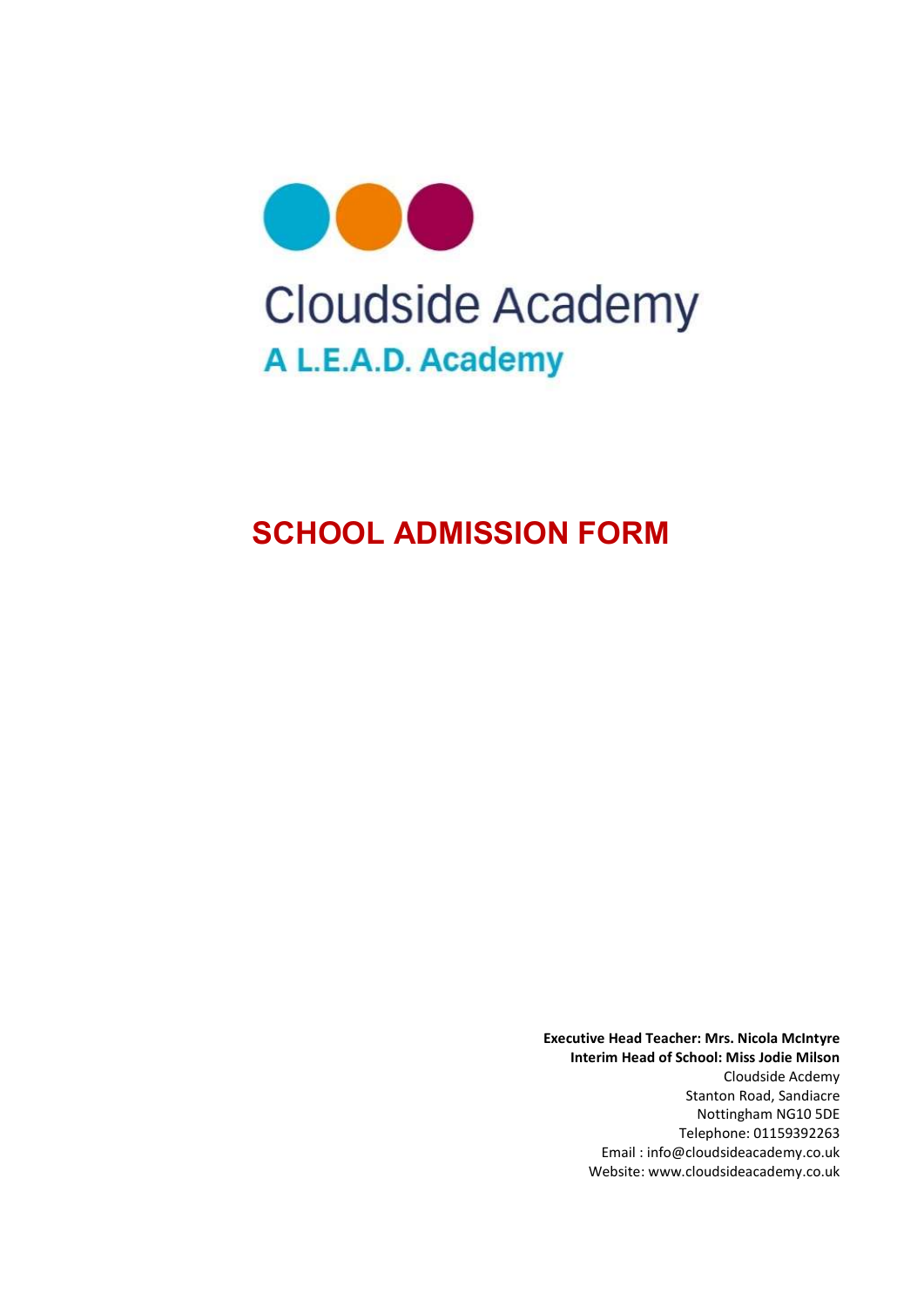# Cloudside Academy

**A L.E.A.D. Academy**

## SCHOOL ADMISSION FORM

**Executive Head Teacher: Mrs. Nicola McIntyre**
**Interim Head of School: Miss Jodie Milson**
Cloudside Acdemy
Stanton Road, Sandiacre
Nottingham NG10 5DE
Telephone: 01159392263
Email : info@cloudsideacademy.co.uk
Website: www.cloudsideacademy.co.uk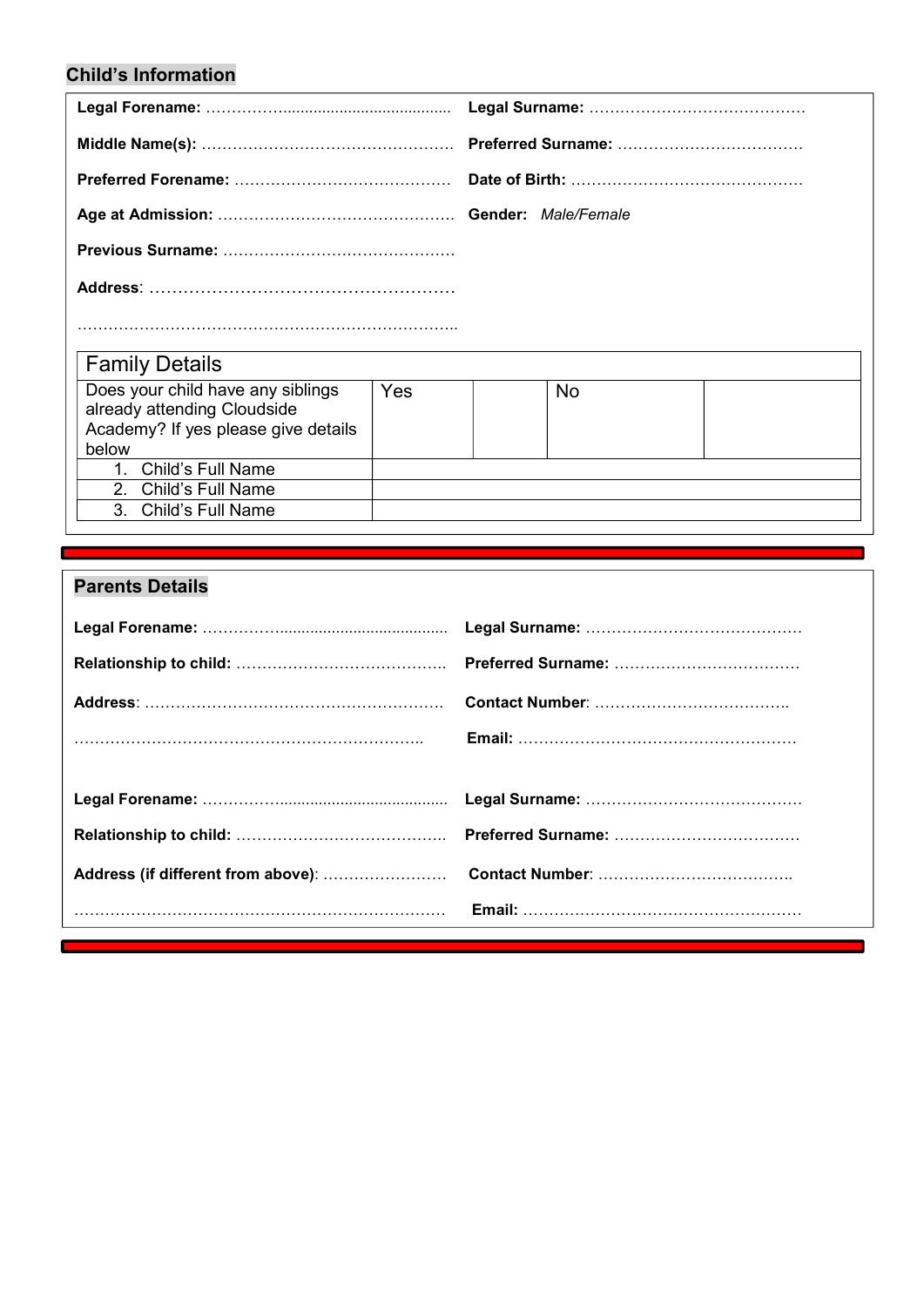## Child's Information

**Legal Forename:** ……………..................................... **Legal Surname:** ……………………………………

**Middle Name(s):** …………………………………………. **Preferred Surname:** ………………………………

**Preferred Forename:** …………………………………… **Date of Birth:** ………………………………………

**Age at Admission:** ……………………………………… **Gender:** *Male/Female*

**Previous Surname:** ………………………………………

**Address**: ………………………………………………

………………………………………………………………..

| Family Details | | | | |
|---|---|---|---|---|
| Does your child have any siblings already attending Cloudside Academy? If yes please give details below | Yes | | No | |
| 1. Child's Full Name | | | | |
| 2. Child's Full Name | | | | |
| 3. Child's Full Name | | | | |

---

## Parents Details

**Legal Forename:** ……………..................................... **Legal Surname:** ……………………………………

**Relationship to child:** ………………………………….. **Preferred Surname:** ………………………………

**Address**: …………………………………………………. **Contact Number**: ………………………………..

………………………………………………………….. **Email:** ………………………………………………

**Legal Forename:** ……………..................................... **Legal Surname:** ……………………………………

**Relationship to child:** ………………………………….. **Preferred Surname:** ………………………………

**Address (if different from above)**: …………………… **Contact Number**: ………………………………..

……………………………………………………………… **Email:** ………………………………………………

---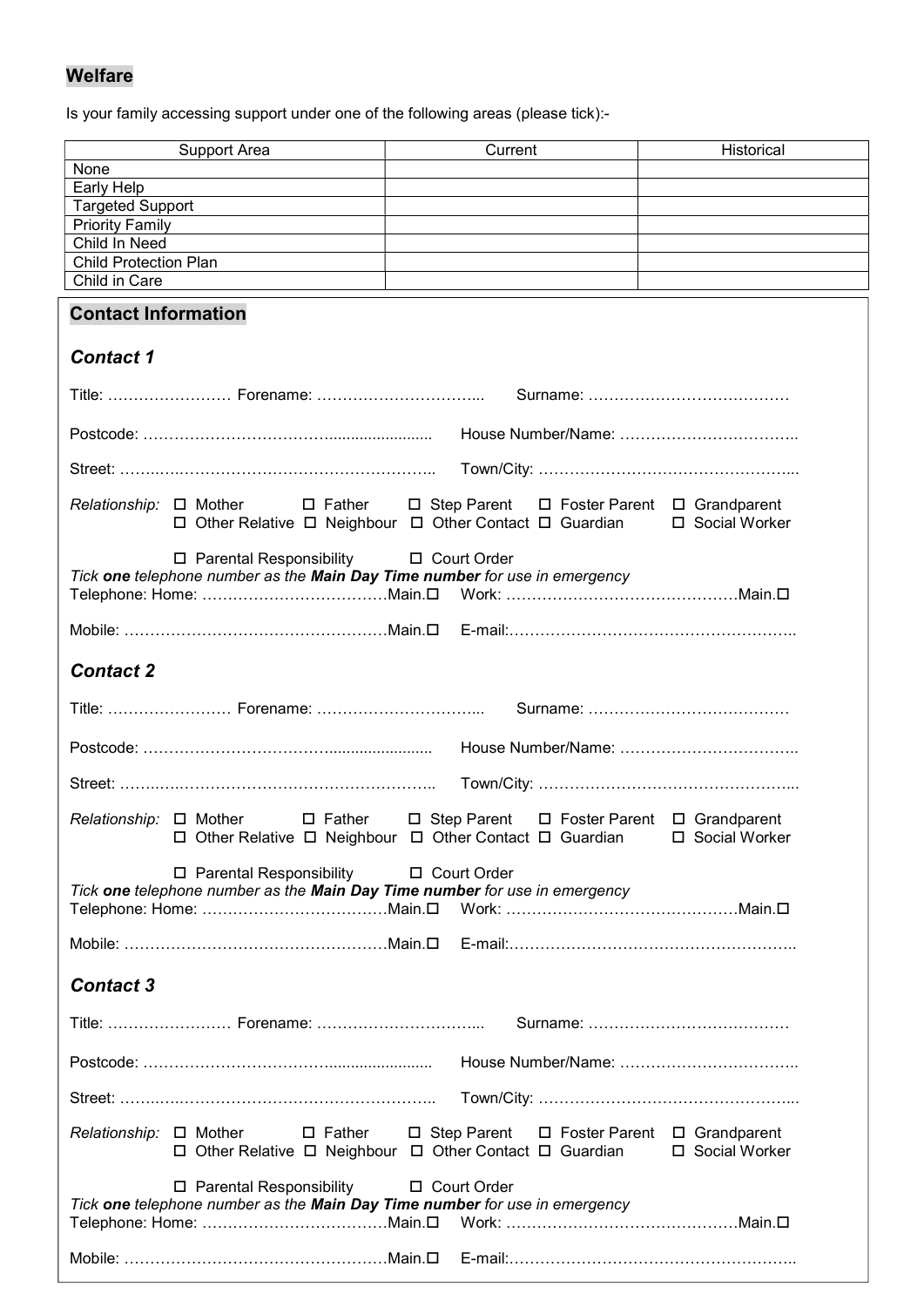## Welfare

Is your family accessing support under one of the following areas (please tick):-

| Support Area | Current | Historical |
|---|---|---|
| None | | |
| Early Help | | |
| Targeted Support | | |
| Priority Family | | |
| Child In Need | | |
| Child Protection Plan | | |
| Child in Care | | |

## Contact Information

### *Contact 1*

Title: …………………… Forename: …………………………... Surname: …………………………………

Postcode: ………………………………...................... House Number/Name: ……………………………..

Street: ……..………………………………………………….. Town/City: …………………………………………...

*Relationship:* ☐ Mother ☐ Father ☐ Step Parent ☐ Foster Parent ☐ Grandparent ☐ Other Relative ☐ Neighbour ☐ Other Contact ☐ Guardian ☐ Social Worker

☐ Parental Responsibility ☐ Court Order

*Tick **one** telephone number as the **Main Day Time number** for use in emergency*

Telephone: Home: ………………………………Main.☐ Work: ………………………………………Main.☐

Mobile: ……………………………………………Main.☐ E-mail:………………………………………………..

### *Contact 2*

Title: …………………… Forename: …………………………... Surname: …………………………………

Postcode: ………………………………...................... House Number/Name: ……………………………..

Street: ……..………………………………………………….. Town/City: …………………………………………...

*Relationship:* ☐ Mother ☐ Father ☐ Step Parent ☐ Foster Parent ☐ Grandparent ☐ Other Relative ☐ Neighbour ☐ Other Contact ☐ Guardian ☐ Social Worker

☐ Parental Responsibility ☐ Court Order

*Tick **one** telephone number as the **Main Day Time number** for use in emergency*

Telephone: Home: ………………………………Main.☐ Work: ………………………………………Main.☐

Mobile: ……………………………………………Main.☐ E-mail:………………………………………………..

### *Contact 3*

Title: …………………… Forename: …………………………... Surname: …………………………………

Postcode: ………………………………...................... House Number/Name: ……………………………..

Street: ……..………………………………………………….. Town/City: …………………………………………...

*Relationship:* ☐ Mother ☐ Father ☐ Step Parent ☐ Foster Parent ☐ Grandparent ☐ Other Relative ☐ Neighbour ☐ Other Contact ☐ Guardian ☐ Social Worker

☐ Parental Responsibility ☐ Court Order

*Tick **one** telephone number as the **Main Day Time number** for use in emergency*

Telephone: Home: ………………………………Main.☐ Work: ………………………………………Main.☐

Mobile: ……………………………………………Main.☐ E-mail:………………………………………………..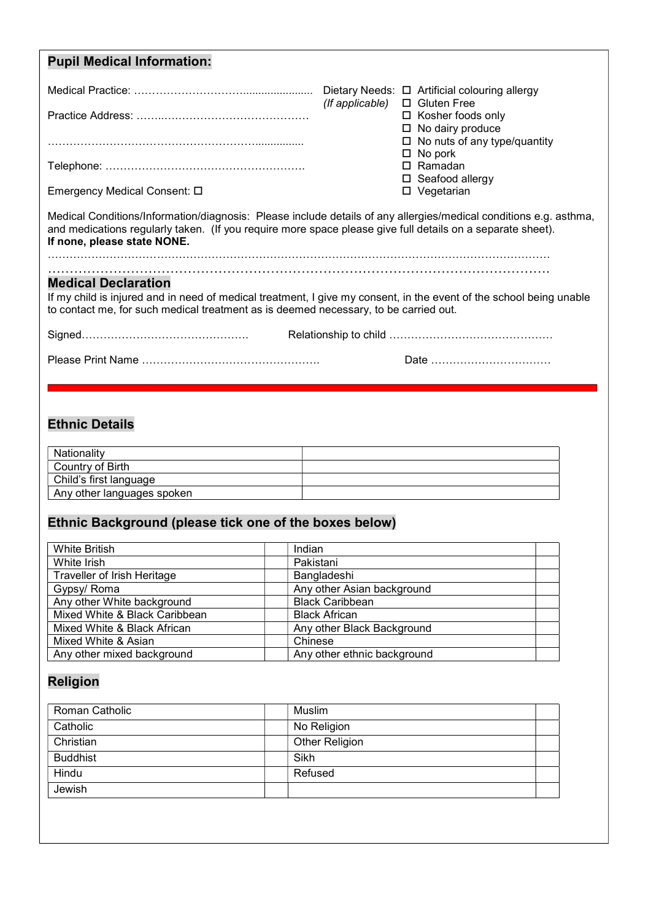## Pupil Medical Information:

Medical Practice: …………………………......................

Practice Address: …….……………………………………

……………………………………………………...............

Telephone: ……………………………………………….

Emergency Medical Consent: ☐

Dietary Needs: *(If applicable)*

- ☐ Artificial colouring allergy
- ☐ Gluten Free
- ☐ Kosher foods only
- ☐ No dairy produce
- ☐ No nuts of any type/quantity
- ☐ No pork
- ☐ Ramadan
- ☐ Seafood allergy
- ☐ Vegetarian

Medical Conditions/Information/diagnosis: Please include details of any allergies/medical conditions e.g. asthma, and medications regularly taken. (If you require more space please give full details on a separate sheet). **If none, please state NONE.**

……………………………………………………………………………………………………………………………

……………………………………………………………………………………………………………

## Medical Declaration

If my child is injured and in need of medical treatment, I give my consent, in the event of the school being unable to contact me, for such medical treatment as is deemed necessary, to be carried out.

Signed………………………………………. Relationship to child ………………………………………

Please Print Name …………………………………………. Date ……………………………

## Ethnic Details

| Nationality | |
|---|---|
| Country of Birth | |
| Child's first language | |
| Any other languages spoken | |

## Ethnic Background (please tick one of the boxes below)

| | | | |
|---|---|---|---|
| White British | | Indian | |
| White Irish | | Pakistani | |
| Traveller of Irish Heritage | | Bangladeshi | |
| Gypsy/ Roma | | Any other Asian background | |
| Any other White background | | Black Caribbean | |
| Mixed White & Black Caribbean | | Black African | |
| Mixed White & Black African | | Any other Black Background | |
| Mixed White & Asian | | Chinese | |
| Any other mixed background | | Any other ethnic background | |

## Religion

| | | | |
|---|---|---|---|
| Roman Catholic | | Muslim | |
| Catholic | | No Religion | |
| Christian | | Other Religion | |
| Buddhist | | Sikh | |
| Hindu | | Refused | |
| Jewish | | | |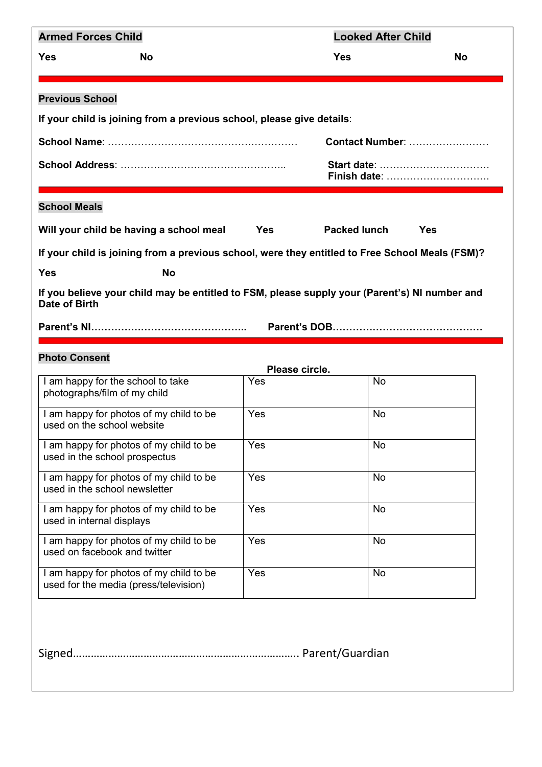**Armed Forces Child**

**Yes** **No**

**Looked After Child**

**Yes** **No**

---

**Previous School**

**If your child is joining from a previous school, please give details**:

**School Name**: …………………………………………………

**Contact Number**: ……………………

**School Address**: …………………………………………..

**Start date**: ……………………………

**Finish date**: …………………………

---

**School Meals**

**Will your child be having a school meal** **Yes** **Packed lunch** **Yes**

**If your child is joining from a previous school, were they entitled to Free School Meals (FSM)?**

**Yes** **No**

**If you believe your child may be entitled to FSM, please supply your (Parent's) NI number and Date of Birth**

**Parent's NI………………………………………..** **Parent's DOB………………………………………**

---

**Photo Consent**

**Please circle.**

| | | |
|---|---|---|
| I am happy for the school to take photographs/film of my child | Yes | No |
| I am happy for photos of my child to be used on the school website | Yes | No |
| I am happy for photos of my child to be used in the school prospectus | Yes | No |
| I am happy for photos of my child to be used in the school newsletter | Yes | No |
| I am happy for photos of my child to be used in internal displays | Yes | No |
| I am happy for photos of my child to be used on facebook and twitter | Yes | No |
| I am happy for photos of my child to be used for the media (press/television) | Yes | No |

Signed………………………………………………………………. Parent/Guardian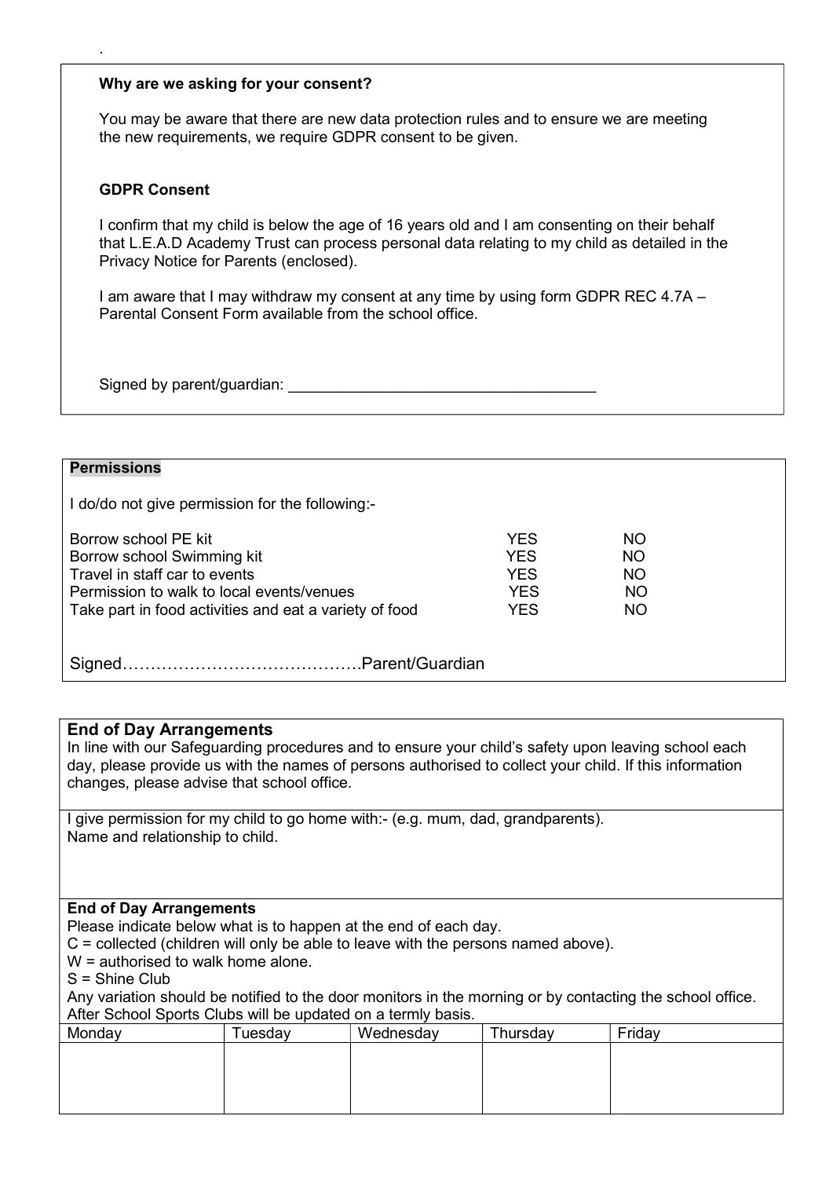.

**Why are we asking for your consent?**

You may be aware that there are new data protection rules and to ensure we are meeting the new requirements, we require GDPR consent to be given.

**GDPR Consent**

I confirm that my child is below the age of 16 years old and I am consenting on their behalf that L.E.A.D Academy Trust can process personal data relating to my child as detailed in the Privacy Notice for Parents (enclosed).

I am aware that I may withdraw my consent at any time by using form GDPR REC 4.7A – Parental Consent Form available from the school office.

Signed by parent/guardian: ____________________________________

**Permissions**

I do/do not give permission for the following:-

| | | |
|---|---|---|
| Borrow school PE kit | YES | NO |
| Borrow school Swimming kit | YES | NO |
| Travel in staff car to events | YES | NO |
| Permission to walk to local events/venues | YES | NO |
| Take part in food activities and eat a variety of food | YES | NO |

Signed……………………………………Parent/Guardian

**End of Day Arrangements**

In line with our Safeguarding procedures and to ensure your child's safety upon leaving school each day, please provide us with the names of persons authorised to collect your child. If this information changes, please advise that school office.

I give permission for my child to go home with:- (e.g. mum, dad, grandparents).
Name and relationship to child.

**End of Day Arrangements**

Please indicate below what is to happen at the end of each day.
C = collected (children will only be able to leave with the persons named above).
W = authorised to walk home alone.
S = Shine Club
Any variation should be notified to the door monitors in the morning or by contacting the school office.
After School Sports Clubs will be updated on a termly basis.

| Monday | Tuesday | Wednesday | Thursday | Friday |
|---|---|---|---|---|
| | | | | |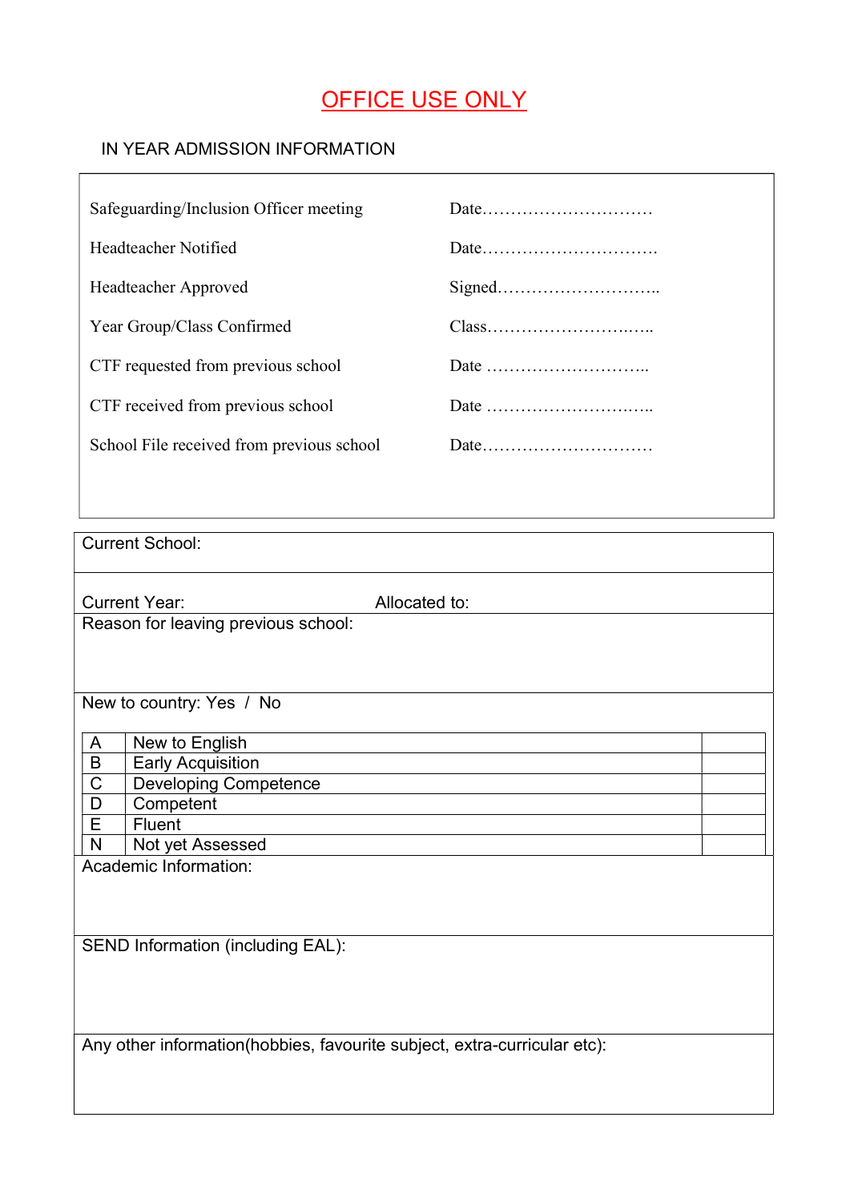# OFFICE USE ONLY

IN YEAR ADMISSION INFORMATION

| | |
|---|---|
| Safeguarding/Inclusion Officer meeting | Date………………………… |
| Headteacher Notified | Date…………………………. |
| Headteacher Approved | Signed……………………….. |
| Year Group/Class Confirmed | Class……………………..….. |
| CTF requested from previous school | Date ……………………….. |
| CTF received from previous school | Date ……………………….. |
| School File received from previous school | Date………………………… |

Current School:

Current Year: Allocated to:

Reason for leaving previous school:

New to country: Yes / No

| | | |
|---|---|---|
| A | New to English | |
| B | Early Acquisition | |
| C | Developing Competence | |
| D | Competent | |
| E | Fluent | |
| N | Not yet Assessed | |

Academic Information:

SEND Information (including EAL):

Any other information(hobbies, favourite subject, extra-curricular etc):